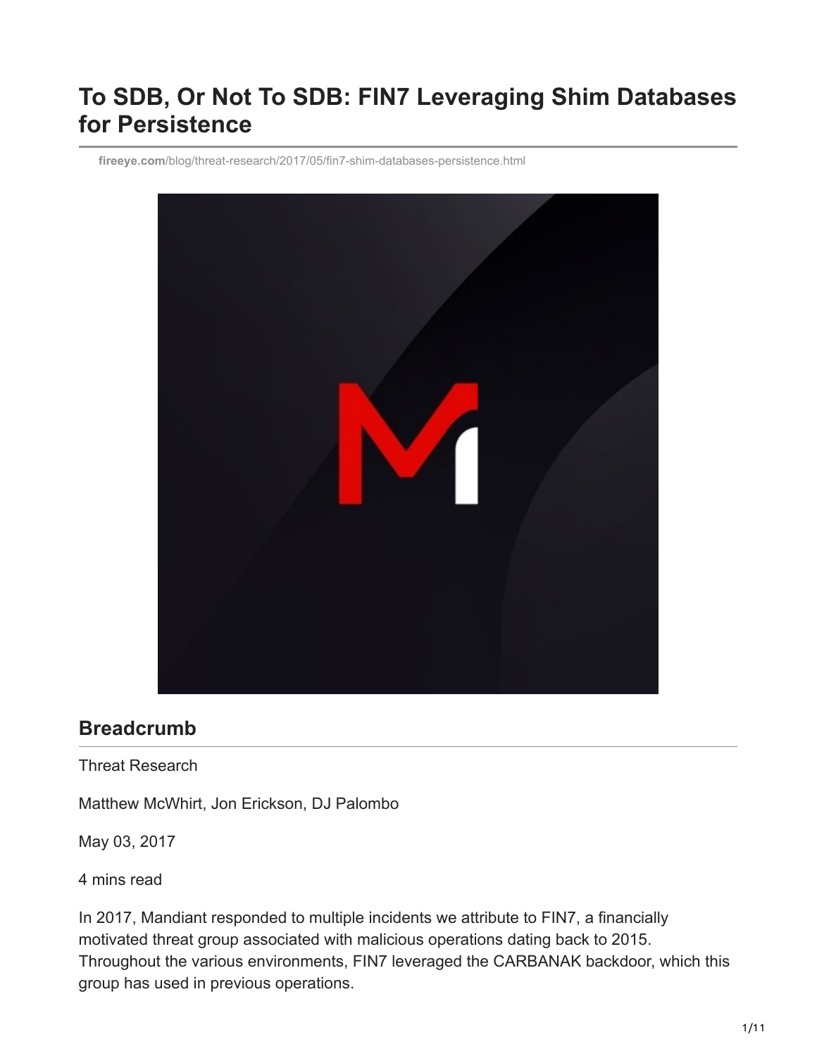# To SDB, Or Not To SDB: FIN7 Leveraging Shim Databases for Persistence

**fireeye.com**/blog/threat-research/2017/05/fin7-shim-databases-persistence.html

## Breadcrumb

Threat Research

Matthew McWhirt, Jon Erickson, DJ Palombo

May 03, 2017

4 mins read

In 2017, Mandiant responded to multiple incidents we attribute to FIN7, a financially motivated threat group associated with malicious operations dating back to 2015. Throughout the various environments, FIN7 leveraged the CARBANAK backdoor, which this group has used in previous operations.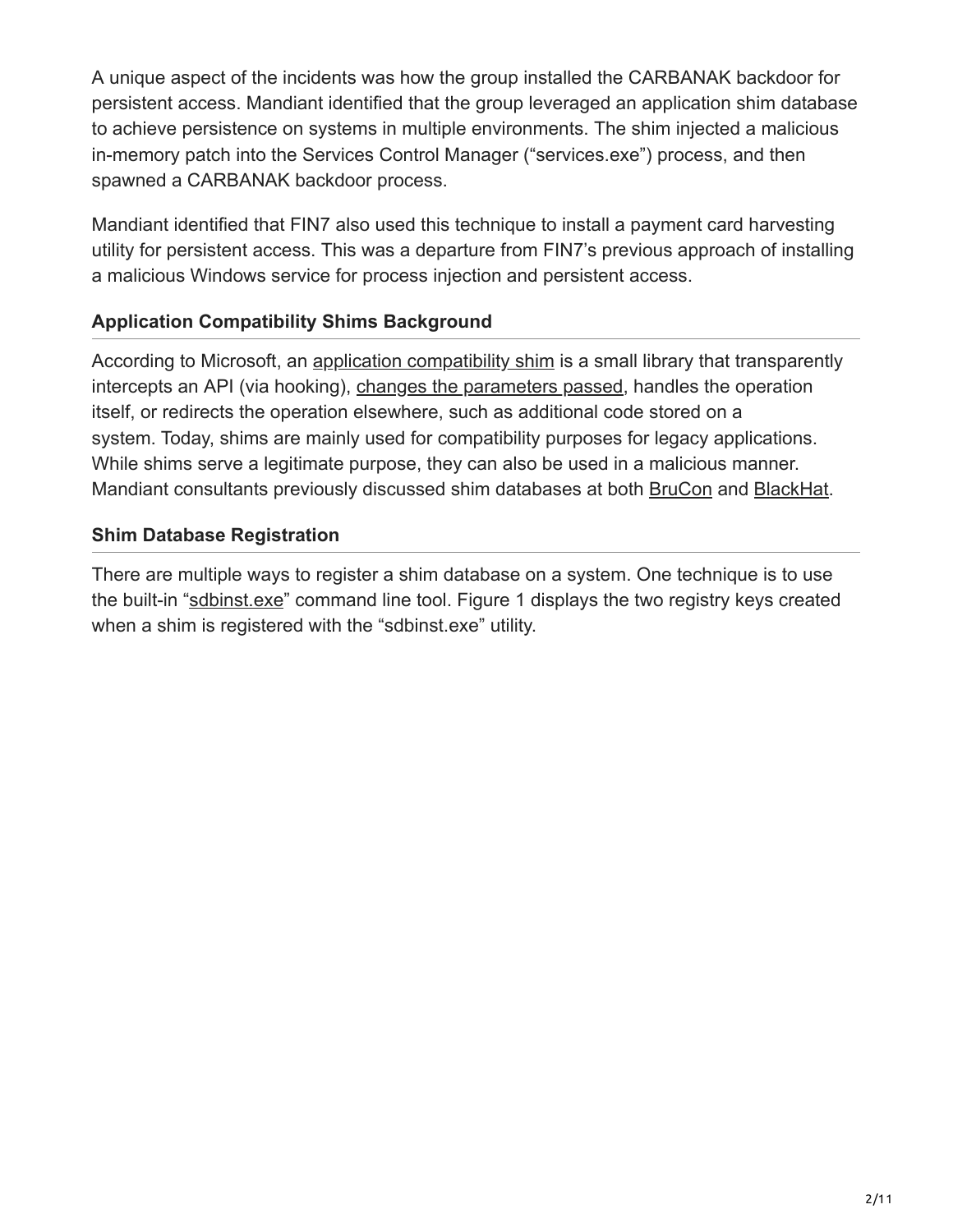A unique aspect of the incidents was how the group installed the CARBANAK backdoor for persistent access. Mandiant identified that the group leveraged an application shim database to achieve persistence on systems in multiple environments. The shim injected a malicious in-memory patch into the Services Control Manager ("services.exe") process, and then spawned a CARBANAK backdoor process.

Mandiant identified that FIN7 also used this technique to install a payment card harvesting utility for persistent access. This was a departure from FIN7's previous approach of installing a malicious Windows service for process injection and persistent access.

### Application Compatibility Shims Background

According to Microsoft, an application compatibility shim is a small library that transparently intercepts an API (via hooking), changes the parameters passed, handles the operation itself, or redirects the operation elsewhere, such as additional code stored on a system. Today, shims are mainly used for compatibility purposes for legacy applications. While shims serve a legitimate purpose, they can also be used in a malicious manner. Mandiant consultants previously discussed shim databases at both BruCon and BlackHat.

### Shim Database Registration

There are multiple ways to register a shim database on a system. One technique is to use the built-in "sdbinst.exe" command line tool. Figure 1 displays the two registry keys created when a shim is registered with the "sdbinst.exe" utility.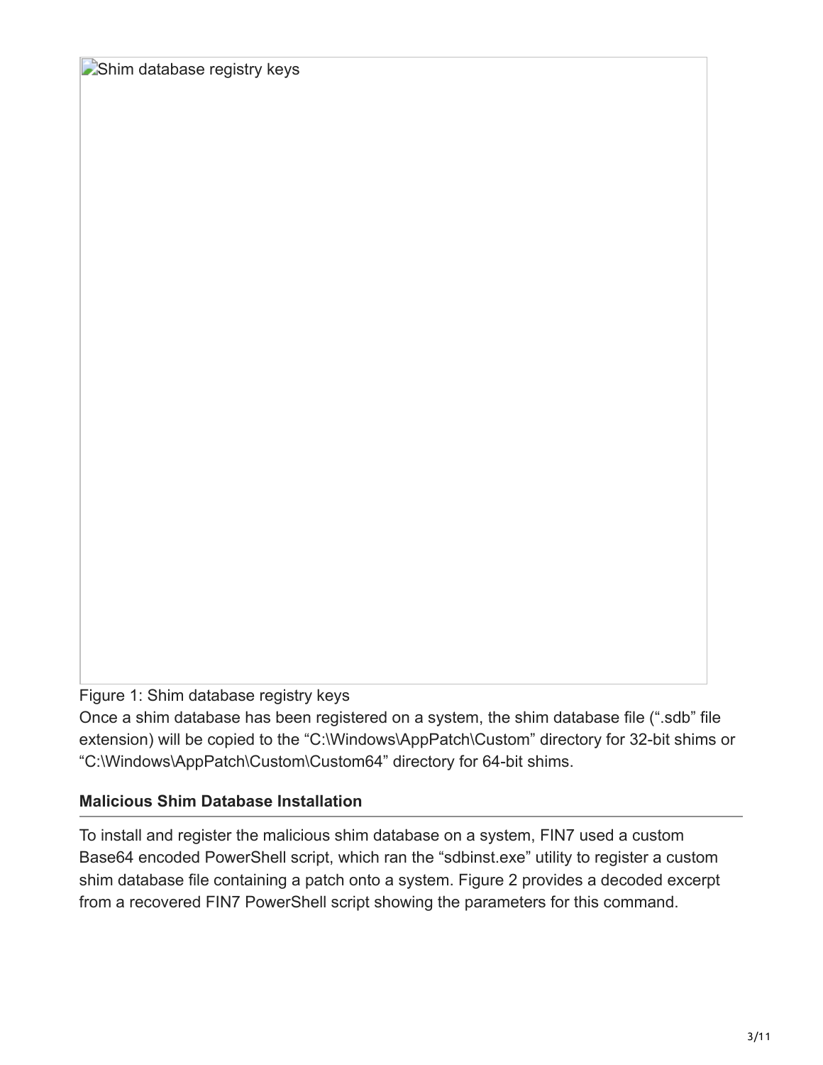Figure 1: Shim database registry keys

Once a shim database has been registered on a system, the shim database file (".sdb" file extension) will be copied to the "C:\Windows\AppPatch\Custom" directory for 32-bit shims or "C:\Windows\AppPatch\Custom\Custom64" directory for 64-bit shims.

### Malicious Shim Database Installation

To install and register the malicious shim database on a system, FIN7 used a custom Base64 encoded PowerShell script, which ran the "sdbinst.exe" utility to register a custom shim database file containing a patch onto a system. Figure 2 provides a decoded excerpt from a recovered FIN7 PowerShell script showing the parameters for this command.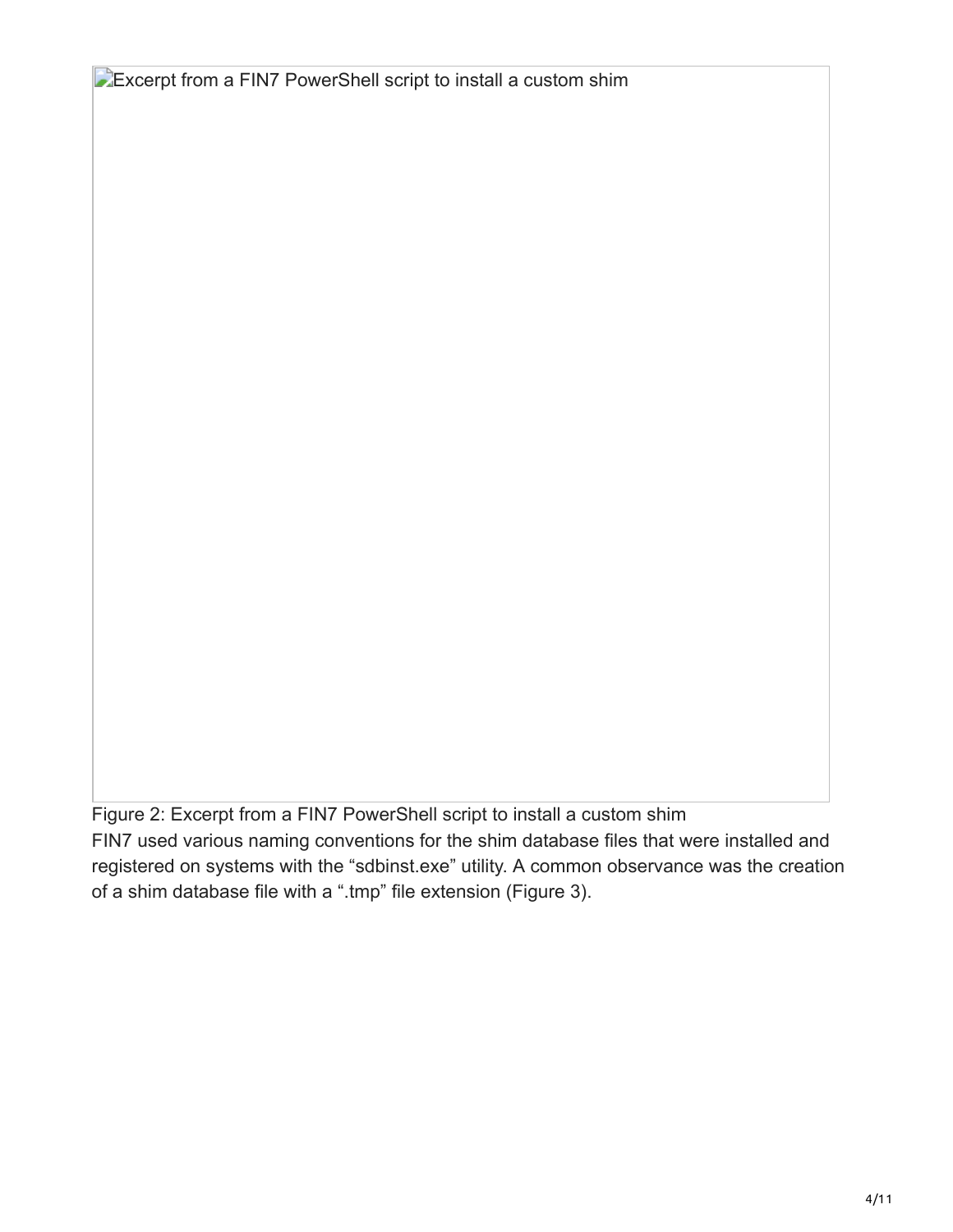Excerpt from a FIN7 PowerShell script to install a custom shim

Figure 2: Excerpt from a FIN7 PowerShell script to install a custom shim

FIN7 used various naming conventions for the shim database files that were installed and registered on systems with the “sdbinst.exe” utility. A common observance was the creation of a shim database file with a “.tmp” file extension (Figure 3).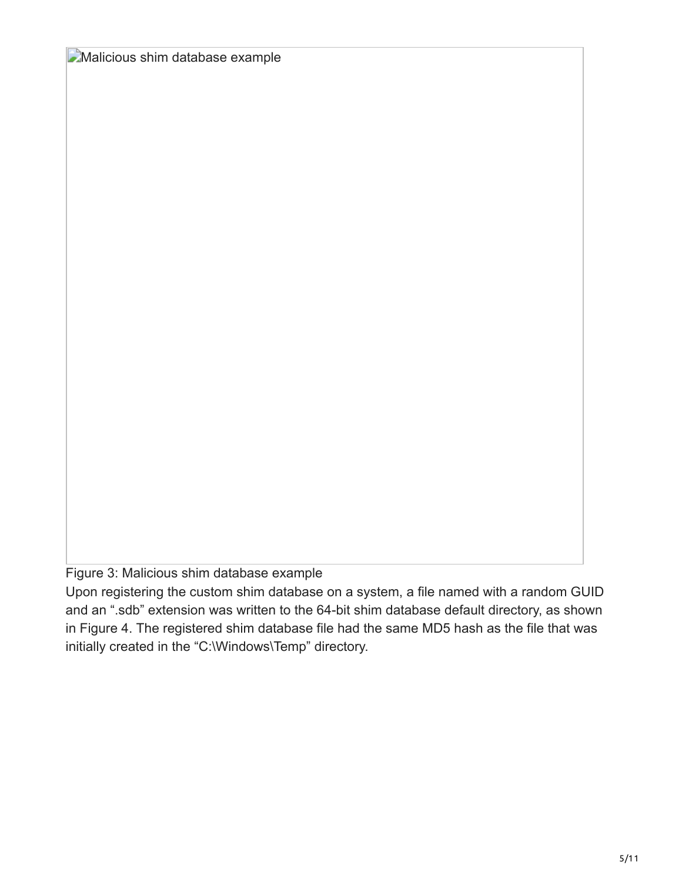Malicious shim database example

Figure 3: Malicious shim database example

Upon registering the custom shim database on a system, a file named with a random GUID and an ".sdb" extension was written to the 64-bit shim database default directory, as shown in Figure 4. The registered shim database file had the same MD5 hash as the file that was initially created in the "C:\Windows\Temp" directory.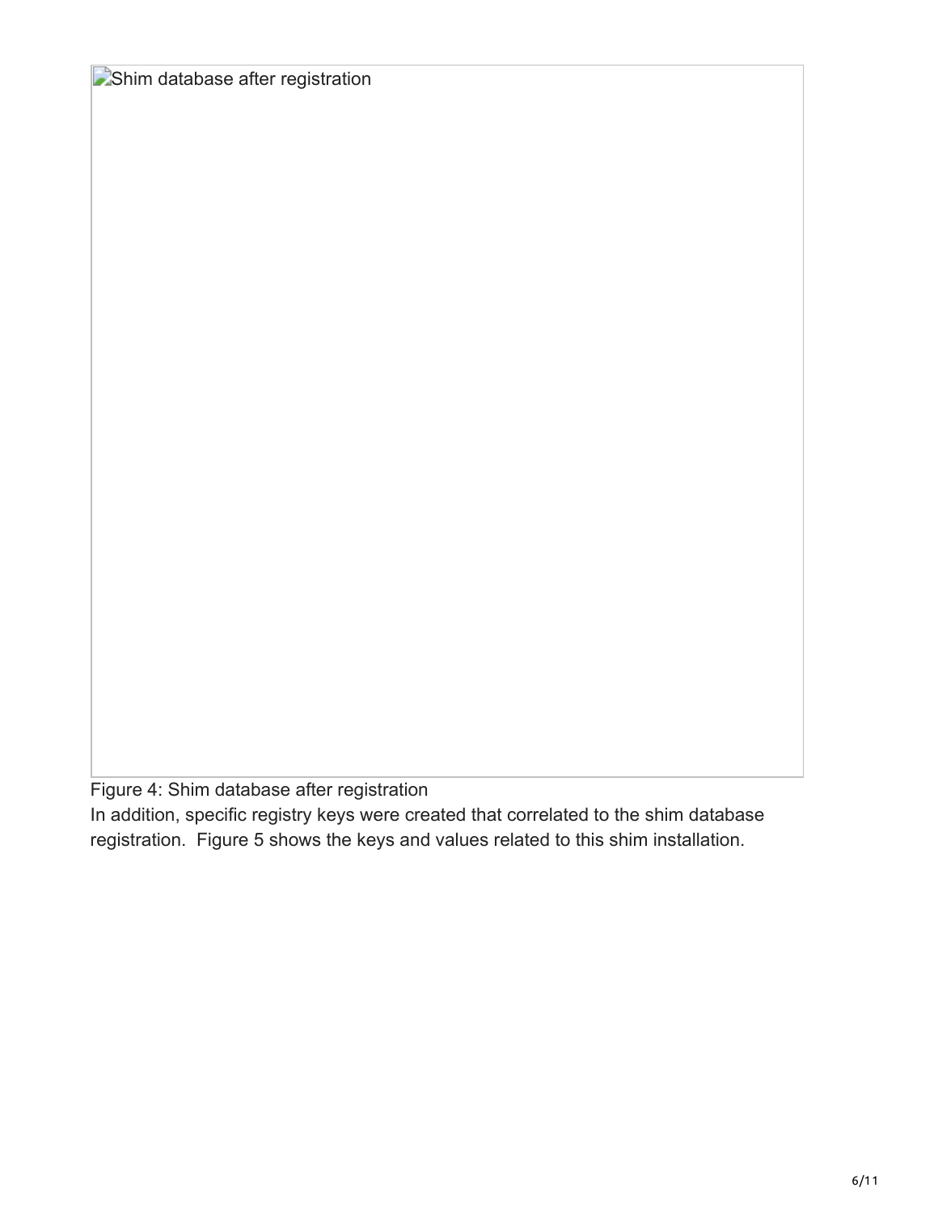Shim database after registration

Figure 4: Shim database after registration

In addition, specific registry keys were created that correlated to the shim database registration. Figure 5 shows the keys and values related to this shim installation.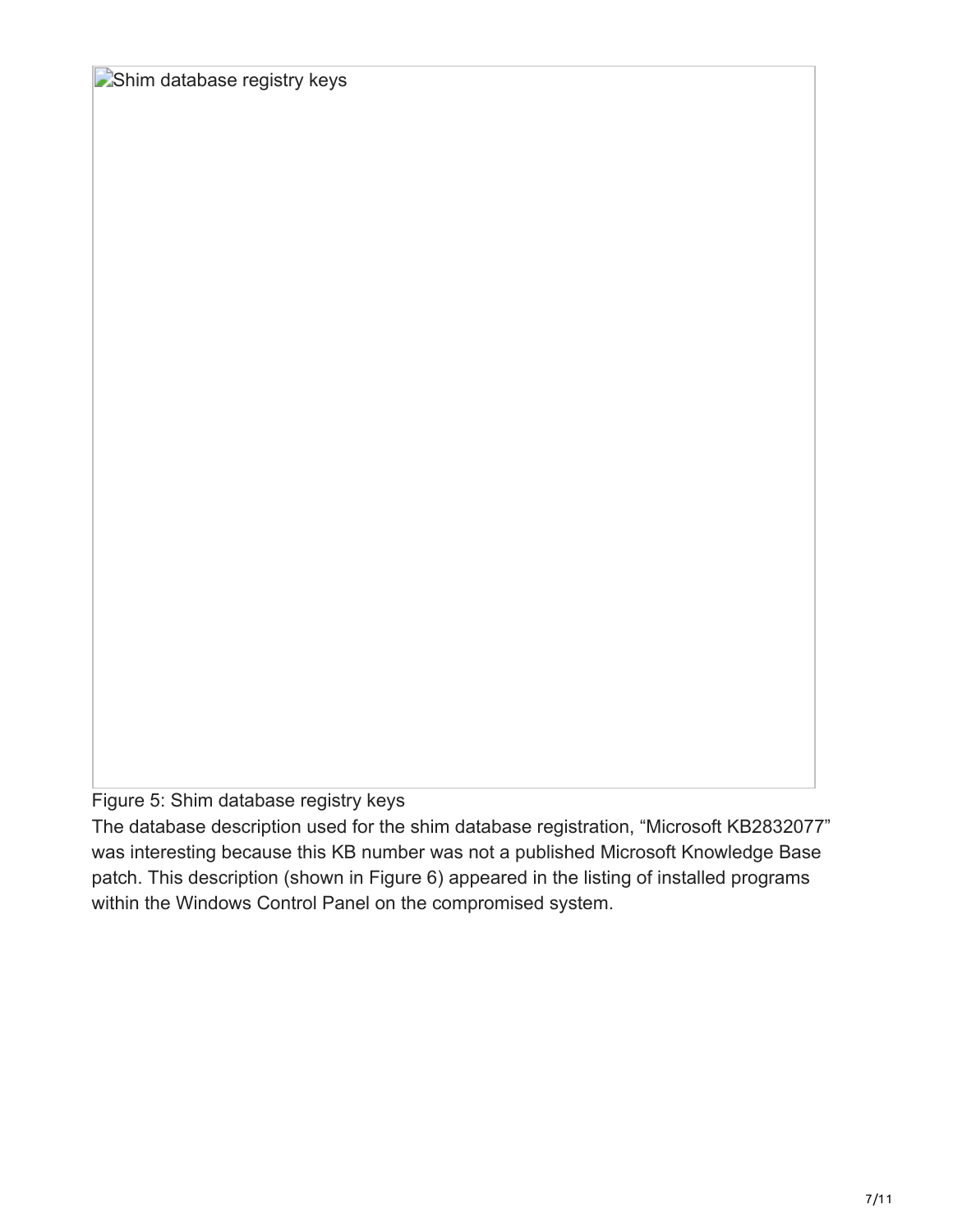Shim database registry keys

Figure 5: Shim database registry keys

The database description used for the shim database registration, "Microsoft KB2832077" was interesting because this KB number was not a published Microsoft Knowledge Base patch. This description (shown in Figure 6) appeared in the listing of installed programs within the Windows Control Panel on the compromised system.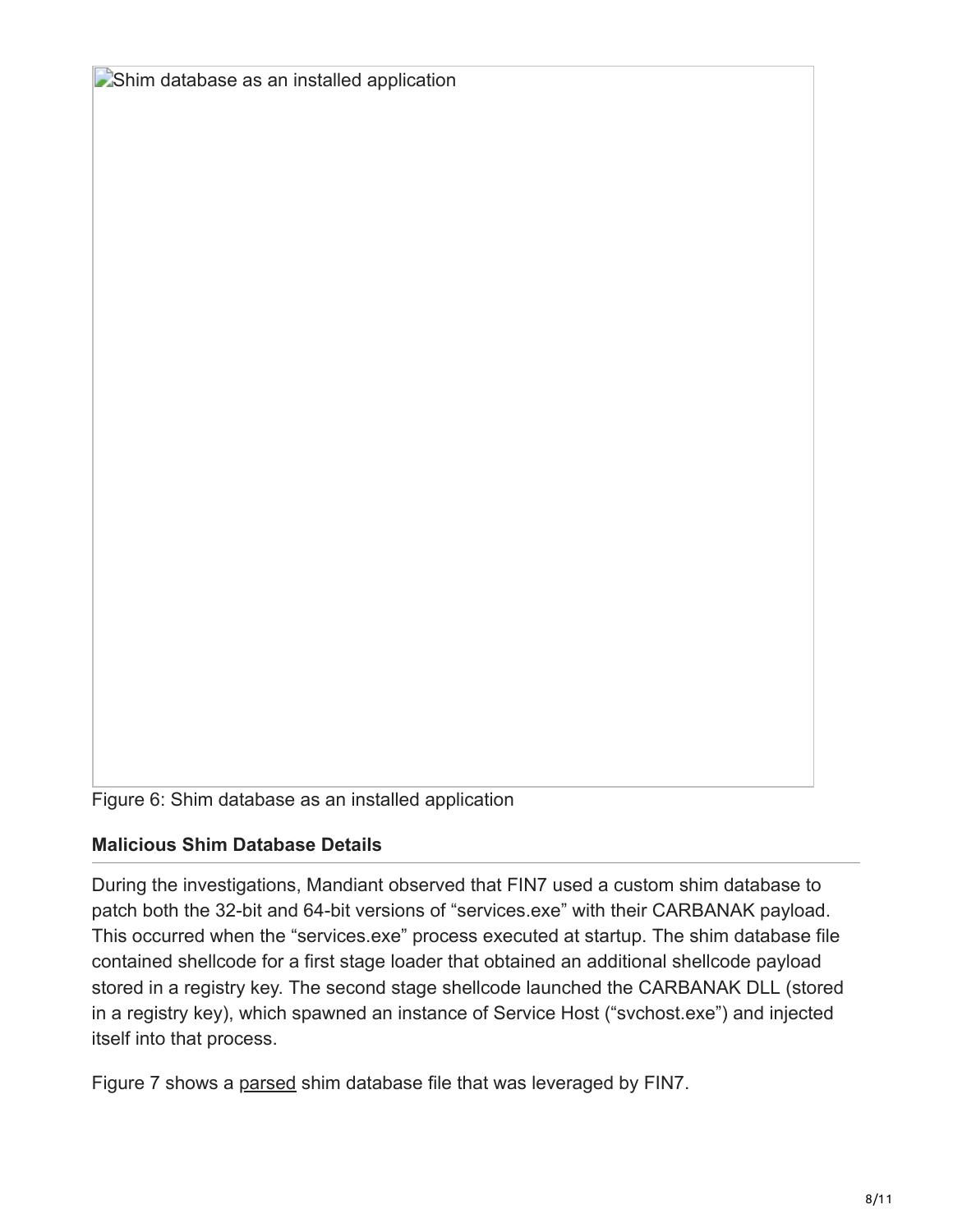Shim database as an installed application

Figure 6: Shim database as an installed application

### Malicious Shim Database Details

During the investigations, Mandiant observed that FIN7 used a custom shim database to patch both the 32-bit and 64-bit versions of “services.exe” with their CARBANAK payload. This occurred when the “services.exe” process executed at startup. The shim database file contained shellcode for a first stage loader that obtained an additional shellcode payload stored in a registry key. The second stage shellcode launched the CARBANAK DLL (stored in a registry key), which spawned an instance of Service Host (“svchost.exe”) and injected itself into that process.

Figure 7 shows a parsed shim database file that was leveraged by FIN7.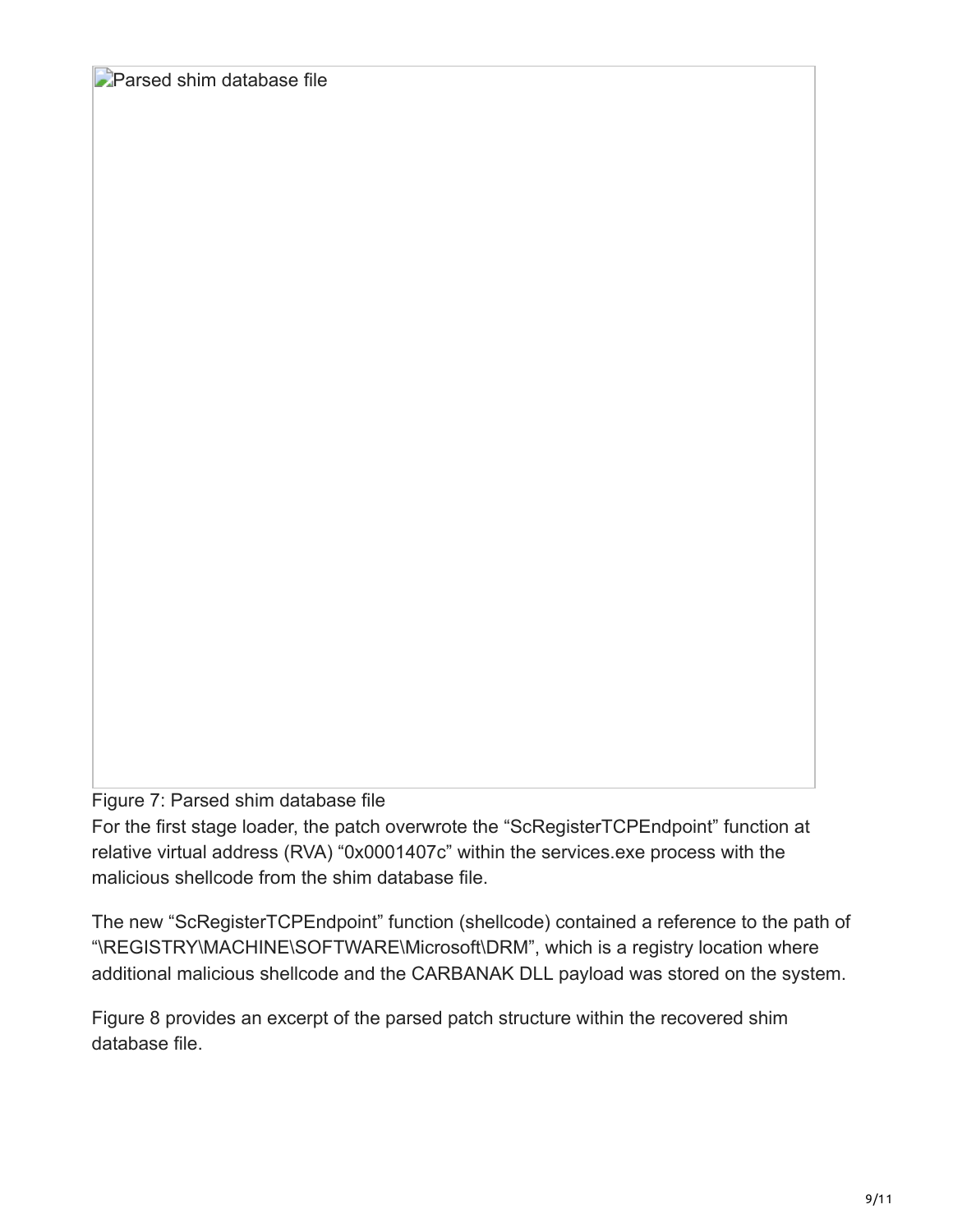Parsed shim database file

Figure 7: Parsed shim database file

For the first stage loader, the patch overwrote the "ScRegisterTCPEndpoint" function at relative virtual address (RVA) "0x0001407c" within the services.exe process with the malicious shellcode from the shim database file.

The new "ScRegisterTCPEndpoint" function (shellcode) contained a reference to the path of "\REGISTRY\MACHINE\SOFTWARE\Microsoft\DRM", which is a registry location where additional malicious shellcode and the CARBANAK DLL payload was stored on the system.

Figure 8 provides an excerpt of the parsed patch structure within the recovered shim database file.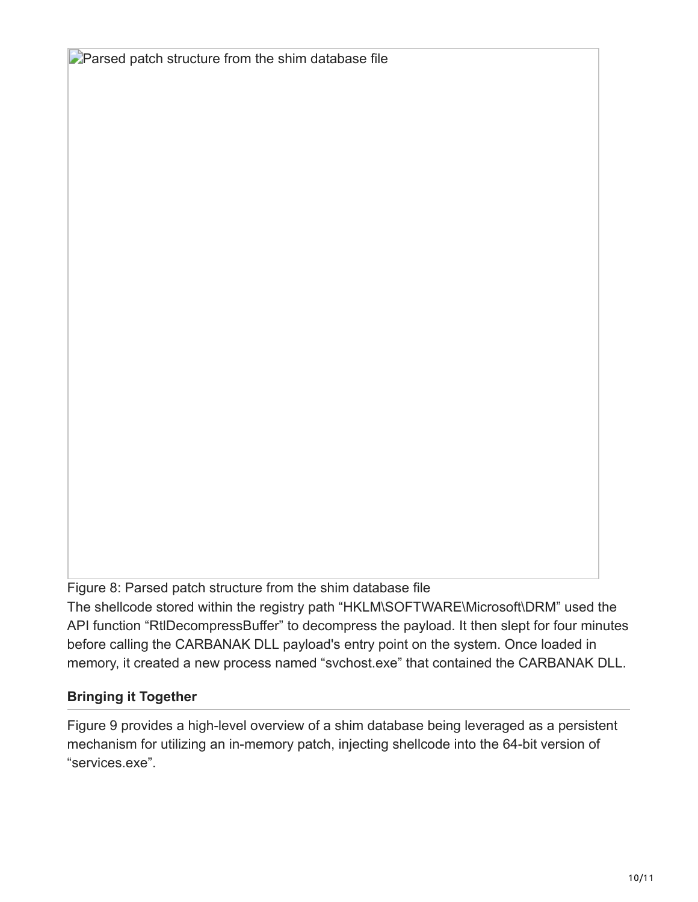Parsed patch structure from the shim database file

Figure 8: Parsed patch structure from the shim database file

The shellcode stored within the registry path “HKLM\SOFTWARE\Microsoft\DRM” used the API function “RtlDecompressBuffer” to decompress the payload. It then slept for four minutes before calling the CARBANAK DLL payload's entry point on the system. Once loaded in memory, it created a new process named “svchost.exe” that contained the CARBANAK DLL.

### Bringing it Together

Figure 9 provides a high-level overview of a shim database being leveraged as a persistent mechanism for utilizing an in-memory patch, injecting shellcode into the 64-bit version of “services.exe”.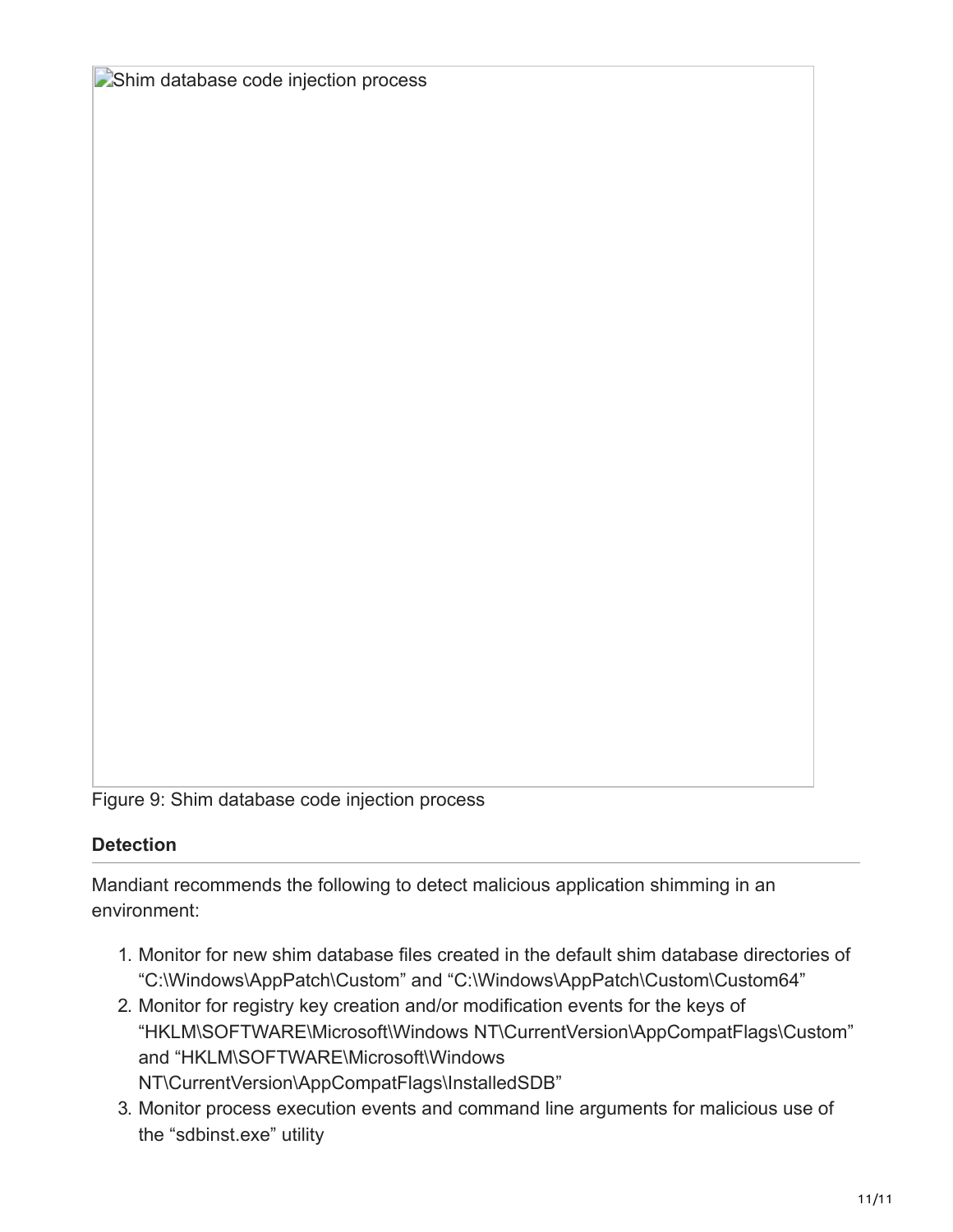Shim database code injection process

Figure 9: Shim database code injection process

### Detection

Mandiant recommends the following to detect malicious application shimming in an environment:

1. Monitor for new shim database files created in the default shim database directories of "C:\Windows\AppPatch\Custom" and "C:\Windows\AppPatch\Custom\Custom64"
2. Monitor for registry key creation and/or modification events for the keys of "HKLM\SOFTWARE\Microsoft\Windows NT\CurrentVersion\AppCompatFlags\Custom" and "HKLM\SOFTWARE\Microsoft\Windows NT\CurrentVersion\AppCompatFlags\InstalledSDB"
3. Monitor process execution events and command line arguments for malicious use of the "sdbinst.exe" utility